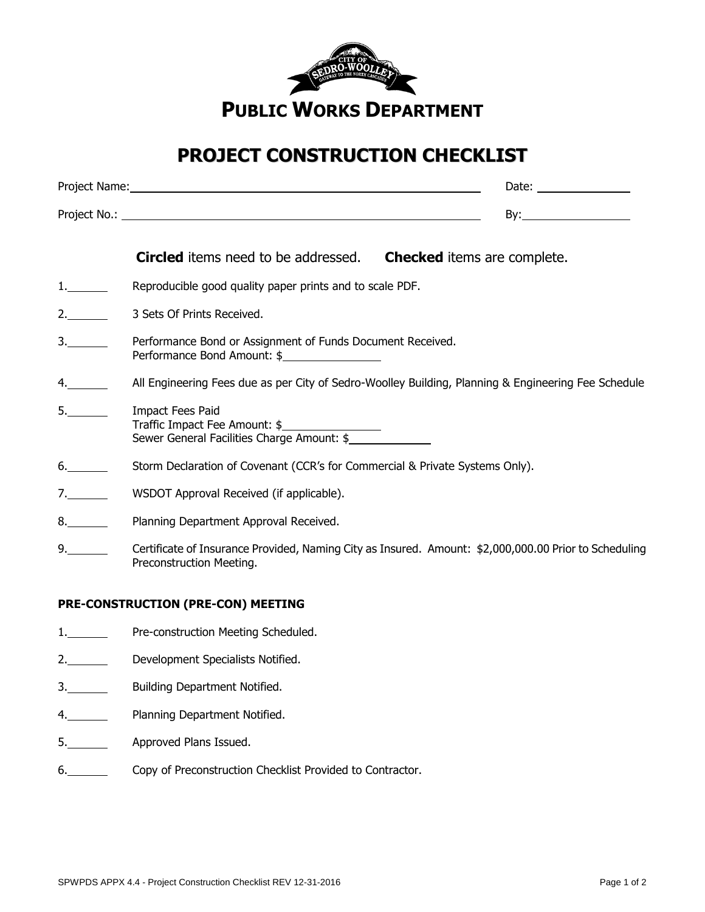# PUBLIC WORKS DEPARTMENT

## PROJECT CONSTRUCTION CHECKLIST

Project Name:\_\_\_\_\_\_\_\_\_\_\_\_\_\_\_\_\_\_\_\_\_\_\_\_\_\_\_\_\_\_\_\_\_\_\_\_\_\_\_\_ Date: \_\_\_\_\_\_\_\_\_\_\_\_\_\_\_\_

Project No.: \_\_\_\_\_\_\_\_\_\_\_\_\_\_\_\_\_\_\_\_\_\_\_\_\_\_\_\_\_\_\_\_\_\_\_\_\_\_\_\_ By:\_\_\_\_\_\_\_\_\_\_\_\_\_\_\_\_

**Circled** items need to be addressed. **Checked** items are complete.

1.\_\_\_\_\_\_ Reproducible good quality paper prints and to scale PDF.

2.\_\_\_\_\_\_ 3 Sets Of Prints Received.

3.\_\_\_\_\_\_ Performance Bond or Assignment of Funds Document Received.
Performance Bond Amount: $\_\_\_\_\_\_\_\_\_\_\_\_\_\_\_\_

4.\_\_\_\_\_\_ All Engineering Fees due as per City of Sedro-Woolley Building, Planning & Engineering Fee Schedule

5.\_\_\_\_\_\_ Impact Fees Paid
Traffic Impact Fee Amount: $\_\_\_\_\_\_\_\_\_\_\_\_\_\_\_\_
Sewer General Facilities Charge Amount: $\_\_\_\_\_\_\_\_\_\_\_\_

6.\_\_\_\_\_\_ Storm Declaration of Covenant (CCR's for Commercial & Private Systems Only).

7.\_\_\_\_\_\_ WSDOT Approval Received (if applicable).

8.\_\_\_\_\_\_ Planning Department Approval Received.

9.\_\_\_\_\_\_ Certificate of Insurance Provided, Naming City as Insured. Amount: $2,000,000.00 Prior to Scheduling Preconstruction Meeting.

### PRE-CONSTRUCTION (PRE-CON) MEETING

1.\_\_\_\_\_\_ Pre-construction Meeting Scheduled.

2.\_\_\_\_\_\_ Development Specialists Notified.

3.\_\_\_\_\_\_ Building Department Notified.

4.\_\_\_\_\_\_ Planning Department Notified.

5.\_\_\_\_\_\_ Approved Plans Issued.

6.\_\_\_\_\_\_ Copy of Preconstruction Checklist Provided to Contractor.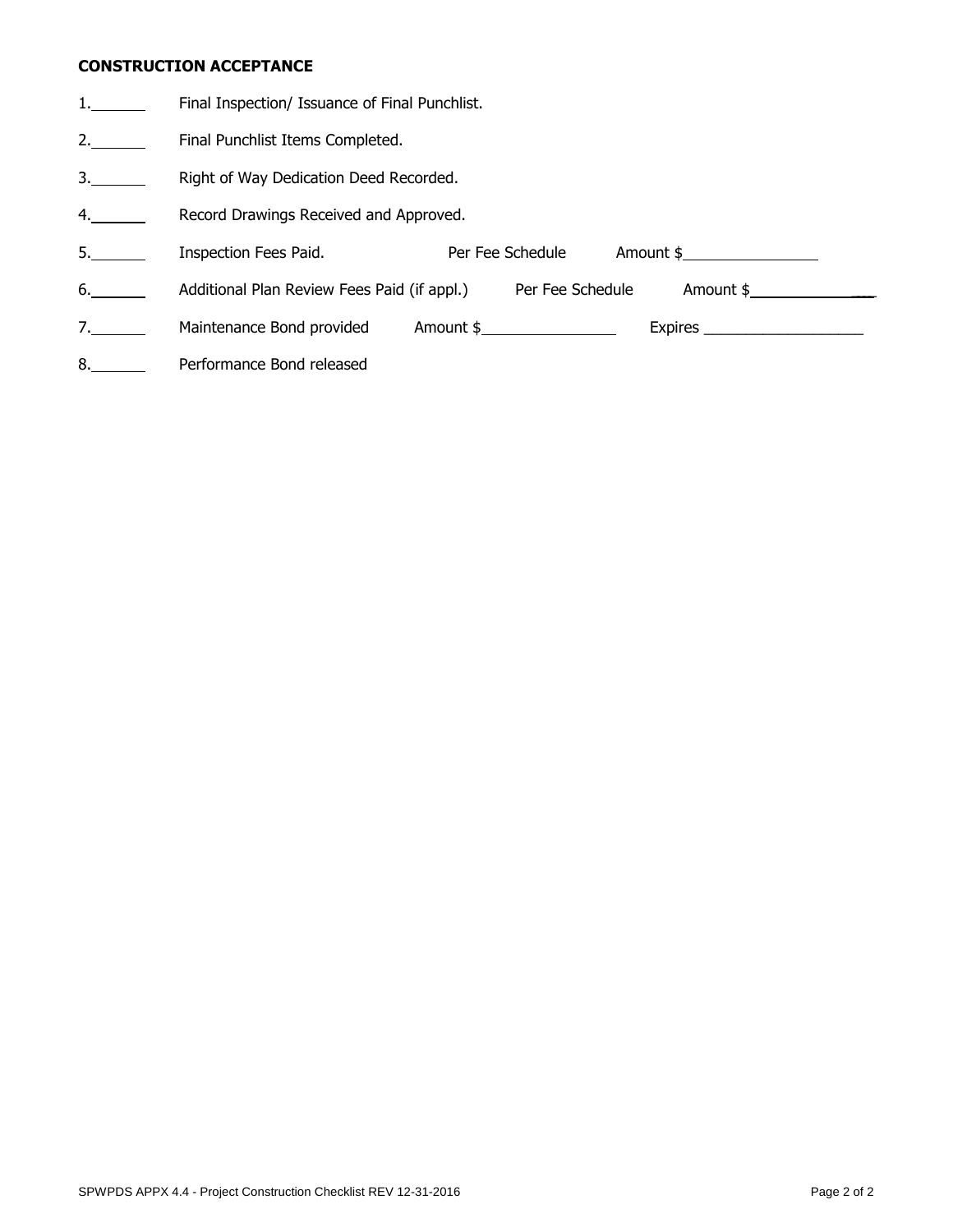**CONSTRUCTION ACCEPTANCE**

1.\_\_\_\_\_\_ Final Inspection/ Issuance of Final Punchlist.

2.\_\_\_\_\_\_ Final Punchlist Items Completed.

3.\_\_\_\_\_\_ Right of Way Dedication Deed Recorded.

4.\_\_\_\_\_\_ Record Drawings Received and Approved.

5.\_\_\_\_\_\_ Inspection Fees Paid. Per Fee Schedule Amount $\_\_\_\_\_\_\_\_\_\_\_\_\_\_\_\_

6.\_\_\_\_\_\_ Additional Plan Review Fees Paid (if appl.) Per Fee Schedule Amount $\_\_\_\_\_\_\_\_\_\_\_\_\_\_\_\_

7.\_\_\_\_\_\_ Maintenance Bond provided Amount $\_\_\_\_\_\_\_\_\_\_\_\_\_\_\_\_ Expires \_\_\_\_\_\_\_\_\_\_\_\_\_\_\_\_\_\_\_

8.\_\_\_\_\_\_ Performance Bond released